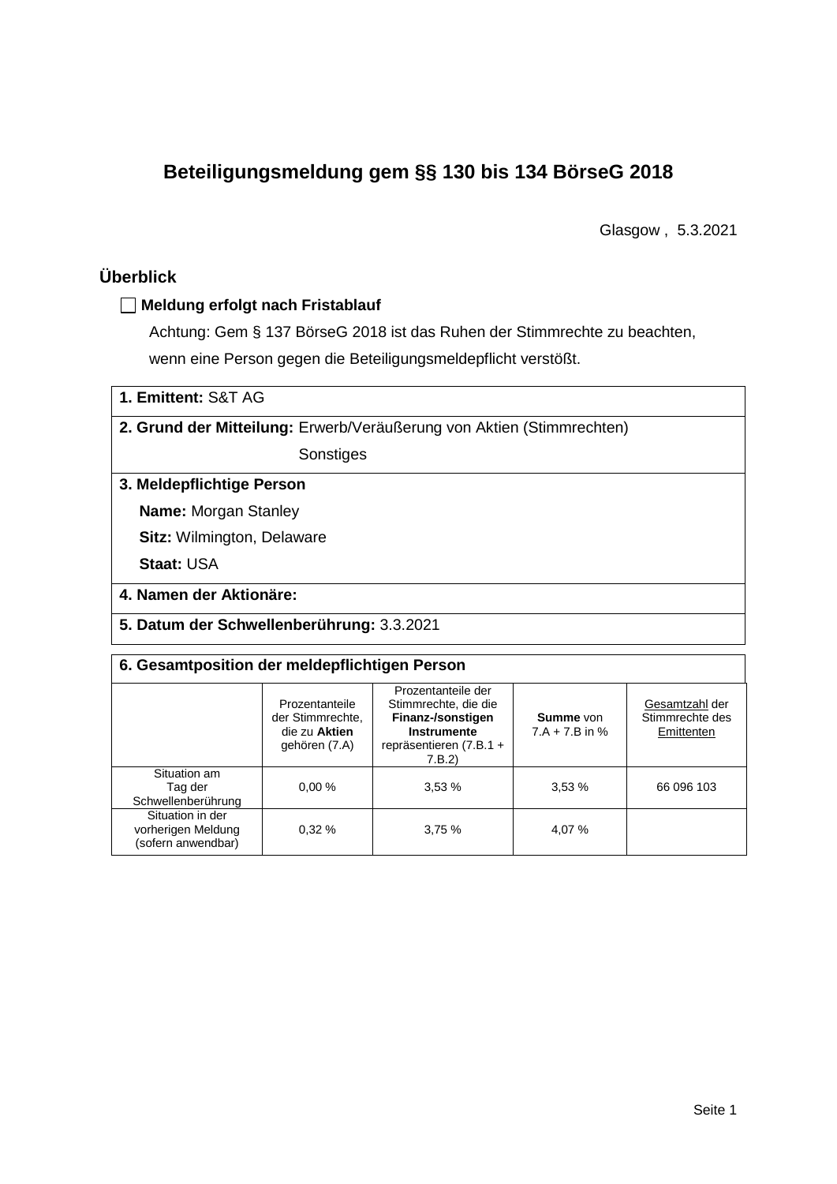# Beteiligungsmeldung gem §§ 130 bis 134 BörseG 2018

Glasgow , 5.3.2021

## Überblick

☐ **Meldung erfolgt nach Fristablauf**

Achtung: Gem § 137 BörseG 2018 ist das Ruhen der Stimmrechte zu beachten, wenn eine Person gegen die Beteiligungsmeldepflicht verstößt.

**1. Emittent:** S&T AG

**2. Grund der Mitteilung:** Erwerb/Veräußerung von Aktien (Stimmrechten)

Sonstiges

**3. Meldepflichtige Person**

**Name:** Morgan Stanley

**Sitz:** Wilmington, Delaware

**Staat:** USA

**4. Namen der Aktionäre:**

**5. Datum der Schwellenberührung:** 3.3.2021

**6. Gesamtposition der meldepflichtigen Person**

| | Prozentanteile der Stimmrechte, die zu **Aktien** gehören (7.A) | Prozentanteile der Stimmrechte, die die **Finanz-/sonstigen Instrumente** repräsentieren (7.B.1 + 7.B.2) | **Summe** von 7.A + 7.B in % | Gesamtzahl der Stimmrechte des Emittenten |
|---|---|---|---|---|
| Situation am Tag der Schwellenberührung | 0,00 % | 3,53 % | 3,53 % | 66 096 103 |
| Situation in der vorherigen Meldung (sofern anwendbar) | 0,32 % | 3,75 % | 4,07 % | |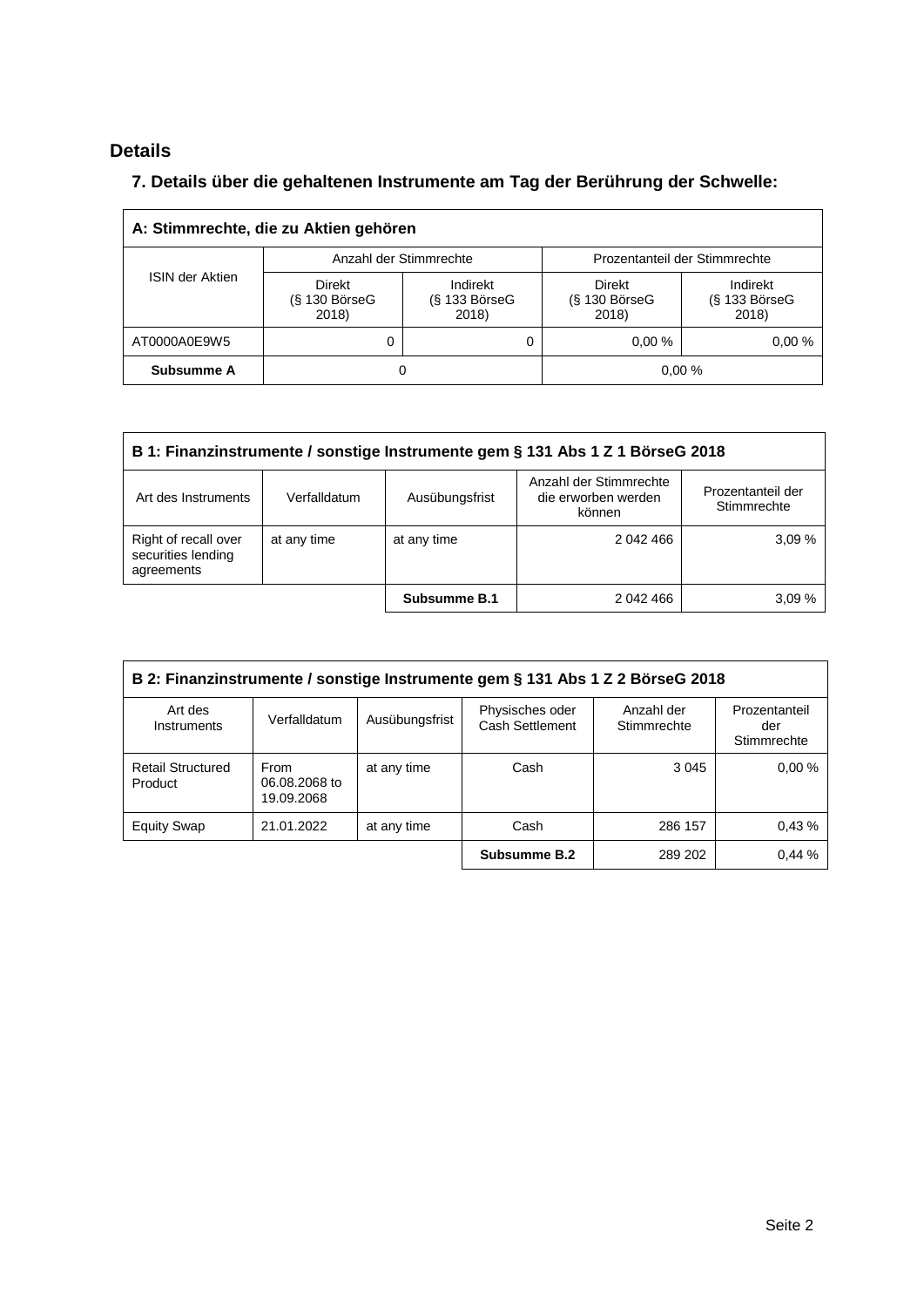## Details

### 7. Details über die gehaltenen Instrumente am Tag der Berührung der Schwelle:

| A: Stimmrechte, die zu Aktien gehören | | | | |
|---|---|---|---|---|
| ISIN der Aktien | Anzahl der Stimmrechte | | Prozentanteil der Stimmrechte | |
| | Direkt (§ 130 BörseG 2018) | Indirekt (§ 133 BörseG 2018) | Direkt (§ 130 BörseG 2018) | Indirekt (§ 133 BörseG 2018) |
| AT0000A0E9W5 | 0 | 0 | 0,00 % | 0,00 % |
| **Subsumme A** | 0 | | 0,00 % | |

| B 1: Finanzinstrumente / sonstige Instrumente gem § 131 Abs 1 Z 1 BörseG 2018 | | | | |
|---|---|---|---|---|
| Art des Instruments | Verfalldatum | Ausübungsfrist | Anzahl der Stimmrechte die erworben werden können | Prozentanteil der Stimmrechte |
| Right of recall over securities lending agreements | at any time | at any time | 2 042 466 | 3,09 % |
| | | **Subsumme B.1** | 2 042 466 | 3,09 % |

| B 2: Finanzinstrumente / sonstige Instrumente gem § 131 Abs 1 Z 2 BörseG 2018 | | | | | |
|---|---|---|---|---|---|
| Art des Instruments | Verfalldatum | Ausübungsfrist | Physisches oder Cash Settlement | Anzahl der Stimmrechte | Prozentanteil der Stimmrechte |
| Retail Structured Product | From 06.08.2068 to 19.09.2068 | at any time | Cash | 3 045 | 0,00 % |
| Equity Swap | 21.01.2022 | at any time | Cash | 286 157 | 0,43 % |
| | | | **Subsumme B.2** | 289 202 | 0,44 % |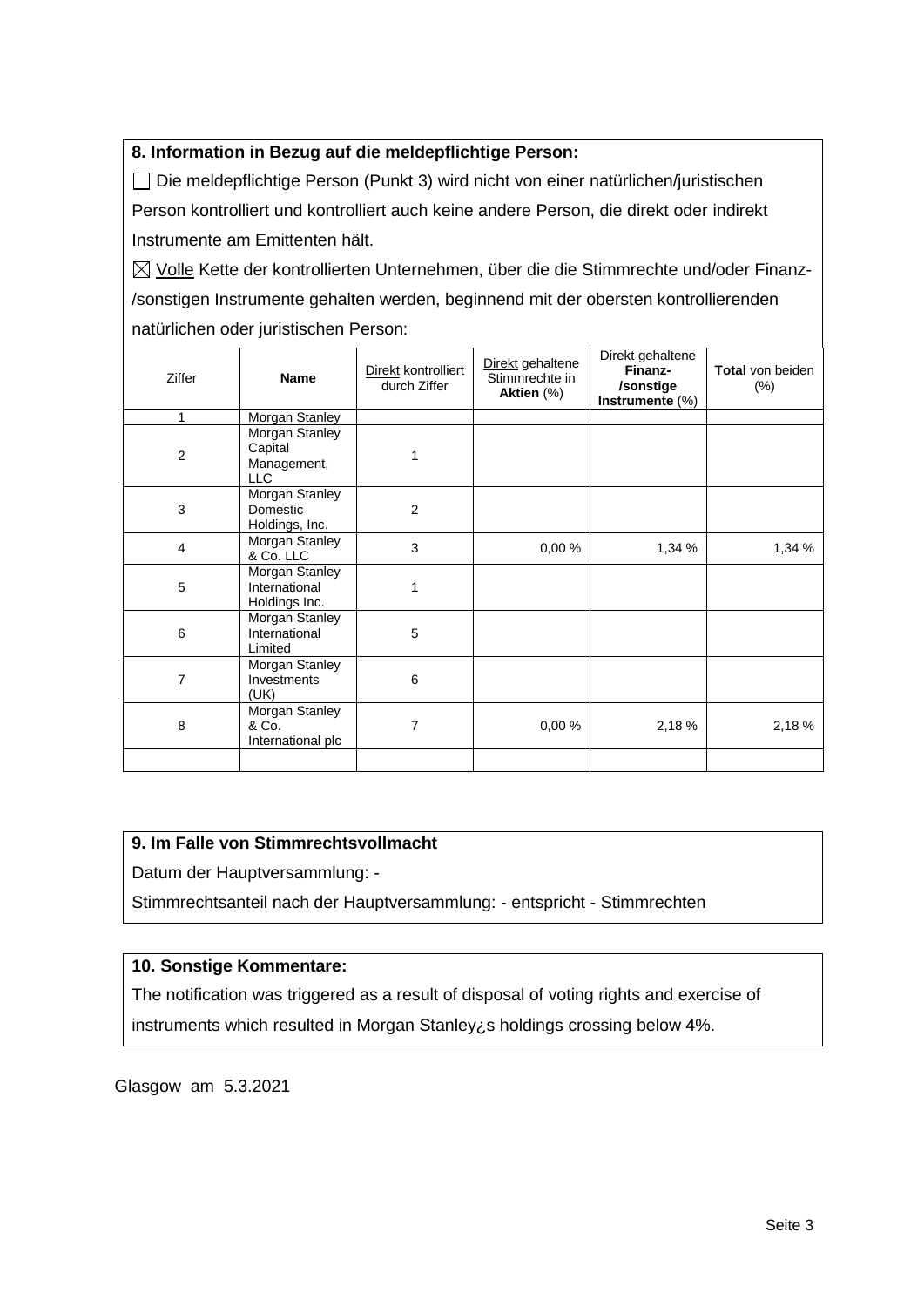### 8. Information in Bezug auf die meldepflichtige Person:

☐ Die meldepflichtige Person (Punkt 3) wird nicht von einer natürlichen/juristischen Person kontrolliert und kontrolliert auch keine andere Person, die direkt oder indirekt Instrumente am Emittenten hält.

☒ Volle Kette der kontrollierten Unternehmen, über die die Stimmrechte und/oder Finanz-/sonstigen Instrumente gehalten werden, beginnend mit der obersten kontrollierenden natürlichen oder juristischen Person:

| Ziffer | **Name** | Direkt kontrolliert durch Ziffer | Direkt gehaltene Stimmrechte in **Aktien** (%) | Direkt gehaltene **Finanz-/sonstige Instrumente** (%) | **Total** von beiden (%) |
|---|---|---|---|---|---|
| 1 | Morgan Stanley | | | | |
| 2 | Morgan Stanley Capital Management, LLC | 1 | | | |
| 3 | Morgan Stanley Domestic Holdings, Inc. | 2 | | | |
| 4 | Morgan Stanley & Co. LLC | 3 | 0,00 % | 1,34 % | 1,34 % |
| 5 | Morgan Stanley International Holdings Inc. | 1 | | | |
| 6 | Morgan Stanley International Limited | 5 | | | |
| 7 | Morgan Stanley Investments (UK) | 6 | | | |
| 8 | Morgan Stanley & Co. International plc | 7 | 0,00 % | 2,18 % | 2,18 % |
| | | | | | |

### 9. Im Falle von Stimmrechtsvollmacht

Datum der Hauptversammlung: -

Stimmrechtsanteil nach der Hauptversammlung: - entspricht - Stimmrechten

### 10. Sonstige Kommentare:

The notification was triggered as a result of disposal of voting rights and exercise of instruments which resulted in Morgan Stanley¿s holdings crossing below 4%.

Glasgow am 5.3.2021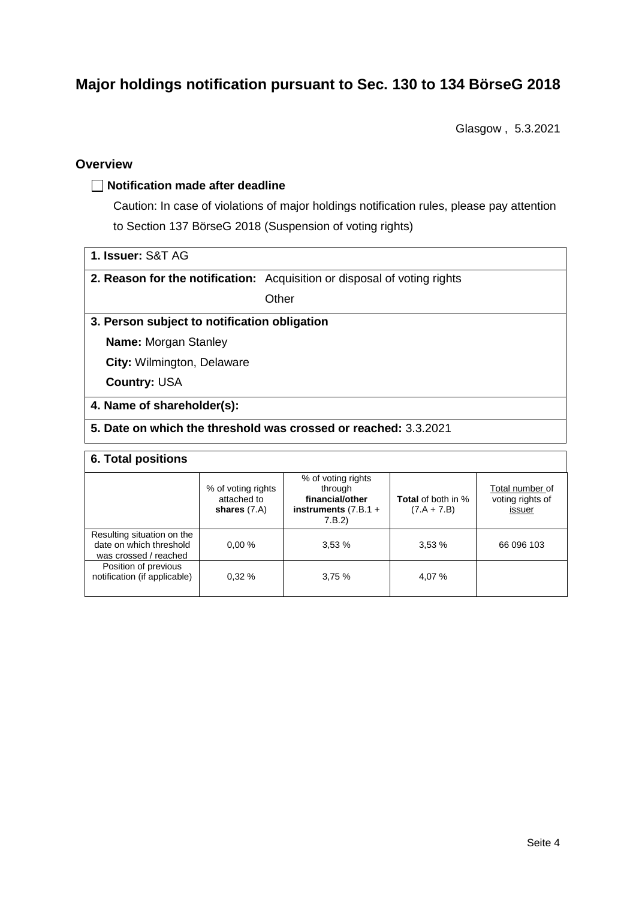# Major holdings notification pursuant to Sec. 130 to 134 BörseG 2018

Glasgow , 5.3.2021

## Overview

☐ **Notification made after deadline**

Caution: In case of violations of major holdings notification rules, please pay attention to Section 137 BörseG 2018 (Suspension of voting rights)

**1. Issuer:** S&T AG

**2. Reason for the notification:** Acquisition or disposal of voting rights

Other

**3. Person subject to notification obligation**

**Name:** Morgan Stanley

**City:** Wilmington, Delaware

**Country:** USA

**4. Name of shareholder(s):**

**5. Date on which the threshold was crossed or reached:** 3.3.2021

**6. Total positions**

| | % of voting rights attached to **shares** (7.A) | % of voting rights through **financial/other instruments** (7.B.1 + 7.B.2) | **Total** of both in % (7.A + 7.B) | Total number of voting rights of issuer |
|---|---|---|---|---|
| Resulting situation on the date on which threshold was crossed / reached | 0,00 % | 3,53 % | 3,53 % | 66 096 103 |
| Position of previous notification (if applicable) | 0,32 % | 3,75 % | 4,07 % | |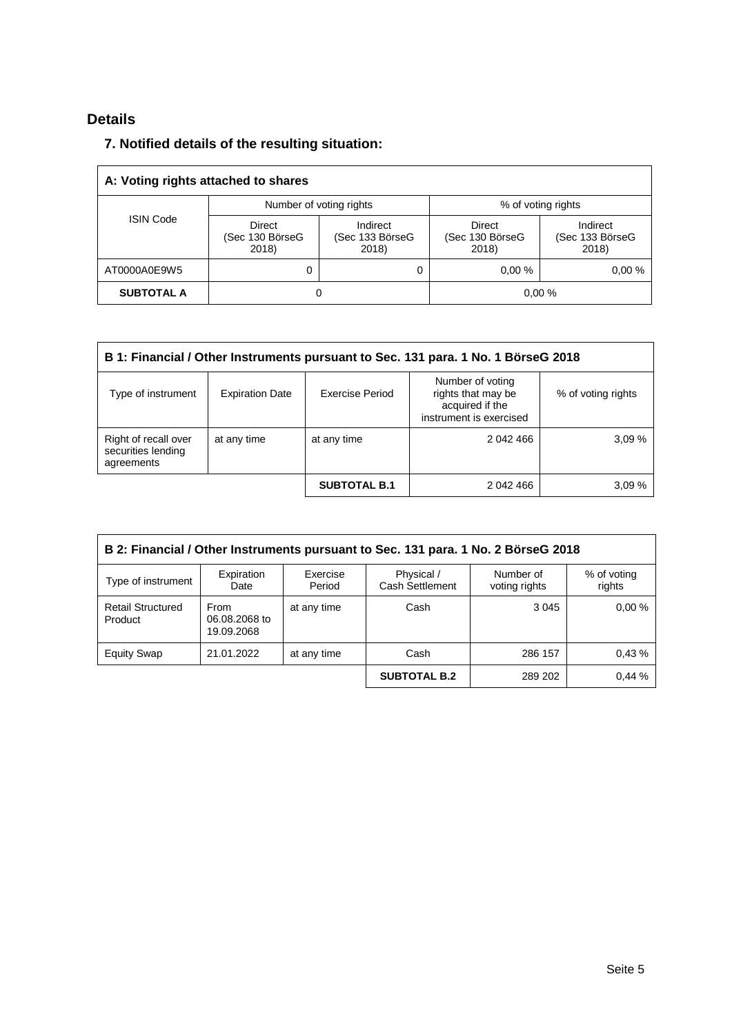## Details

### 7. Notified details of the resulting situation:

| A: Voting rights attached to shares | | | | |
|---|---|---|---|---|
| ISIN Code | Number of voting rights | | % of voting rights | |
| | Direct (Sec 130 BörseG 2018) | Indirect (Sec 133 BörseG 2018) | Direct (Sec 130 BörseG 2018) | Indirect (Sec 133 BörseG 2018) |
| AT0000A0E9W5 | 0 | 0 | 0,00 % | 0,00 % |
| **SUBTOTAL A** | 0 | | 0,00 % | |

| B 1: Financial / Other Instruments pursuant to Sec. 131 para. 1 No. 1 BörseG 2018 | | | | |
|---|---|---|---|---|
| Type of instrument | Expiration Date | Exercise Period | Number of voting rights that may be acquired if the instrument is exercised | % of voting rights |
| Right of recall over securities lending agreements | at any time | at any time | 2 042 466 | 3,09 % |
| | | **SUBTOTAL B.1** | 2 042 466 | 3,09 % |

| B 2: Financial / Other Instruments pursuant to Sec. 131 para. 1 No. 2 BörseG 2018 | | | | | |
|---|---|---|---|---|---|
| Type of instrument | Expiration Date | Exercise Period | Physical / Cash Settlement | Number of voting rights | % of voting rights |
| Retail Structured Product | From 06.08.2068 to 19.09.2068 | at any time | Cash | 3 045 | 0,00 % |
| Equity Swap | 21.01.2022 | at any time | Cash | 286 157 | 0,43 % |
| | | | **SUBTOTAL B.2** | 289 202 | 0,44 % |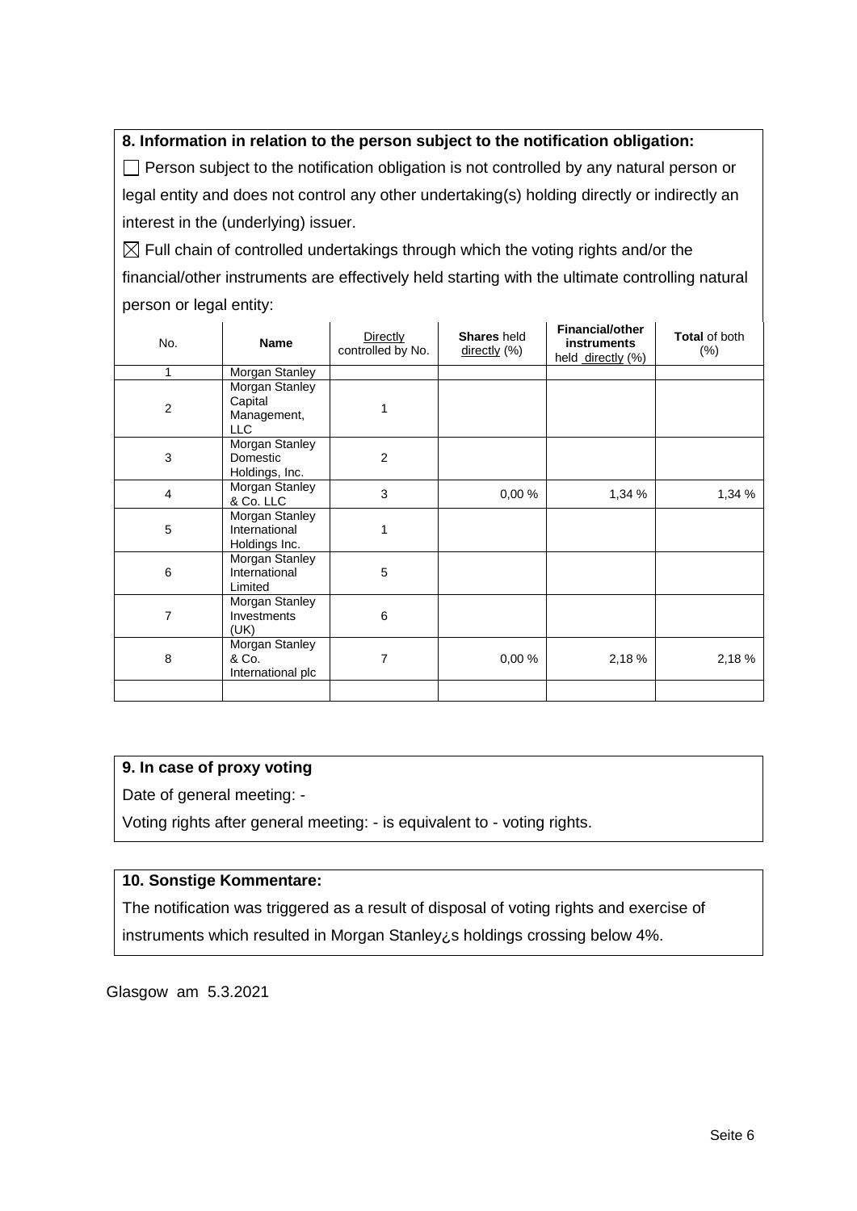**8. Information in relation to the person subject to the notification obligation:**

☐ Person subject to the notification obligation is not controlled by any natural person or legal entity and does not control any other undertaking(s) holding directly or indirectly an interest in the (underlying) issuer.

☒ Full chain of controlled undertakings through which the voting rights and/or the financial/other instruments are effectively held starting with the ultimate controlling natural person or legal entity:

| No. | Name | Directly controlled by No. | **Shares** held directly (%) | **Financial/other instruments** held directly (%) | **Total** of both (%) |
|---|---|---|---|---|---|
| 1 | Morgan Stanley | | | | |
| 2 | Morgan Stanley Capital Management, LLC | 1 | | | |
| 3 | Morgan Stanley Domestic Holdings, Inc. | 2 | | | |
| 4 | Morgan Stanley & Co. LLC | 3 | 0,00 % | 1,34 % | 1,34 % |
| 5 | Morgan Stanley International Holdings Inc. | 1 | | | |
| 6 | Morgan Stanley International Limited | 5 | | | |
| 7 | Morgan Stanley Investments (UK) | 6 | | | |
| 8 | Morgan Stanley & Co. International plc | 7 | 0,00 % | 2,18 % | 2,18 % |
| | | | | | |

**9. In case of proxy voting**

Date of general meeting: -

Voting rights after general meeting: - is equivalent to - voting rights.

**10. Sonstige Kommentare:**

The notification was triggered as a result of disposal of voting rights and exercise of instruments which resulted in Morgan Stanley¿s holdings crossing below 4%.

Glasgow am 5.3.2021